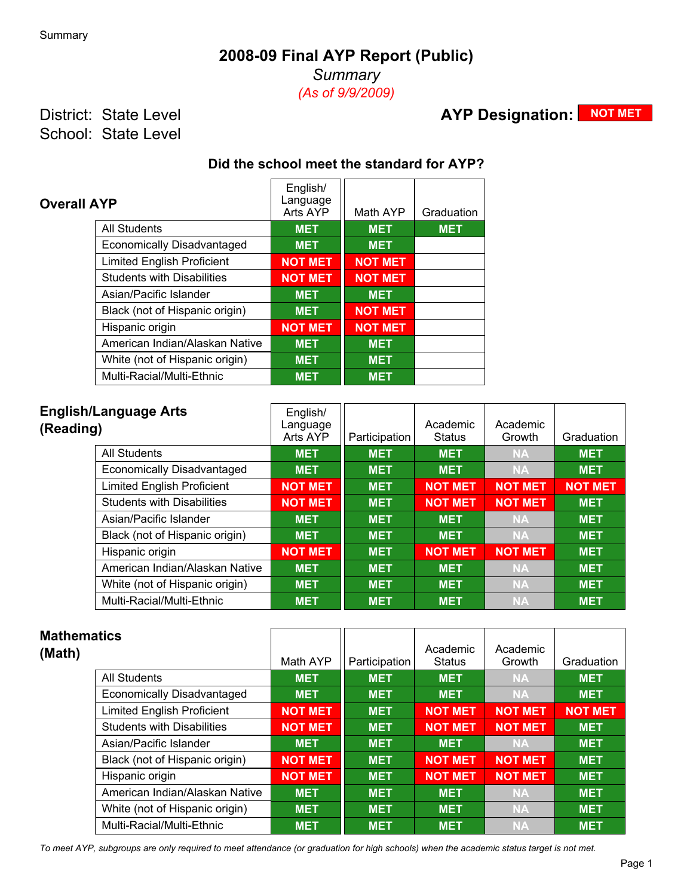Summary

# 2008-09 Final AYP Report (Public)

*Summary*

*(As of 9/9/2009)*

District: State Level

School: State Level

**AYP Designation:** NOT MET

### Did the school meet the standard for AYP?

## Overall AYP

| | English/ Language Arts AYP | Math AYP | Graduation |
|---|---|---|---|
| All Students | MET | MET | MET |
| Economically Disadvantaged | MET | MET | |
| Limited English Proficient | NOT MET | NOT MET | |
| Students with Disabilities | NOT MET | NOT MET | |
| Asian/Pacific Islander | MET | MET | |
| Black (not of Hispanic origin) | MET | NOT MET | |
| Hispanic origin | NOT MET | NOT MET | |
| American Indian/Alaskan Native | MET | MET | |
| White (not of Hispanic origin) | MET | MET | |
| Multi-Racial/Multi-Ethnic | MET | MET | |

## English/Language Arts (Reading)

| | English/ Language Arts AYP | Participation | Academic Status | Academic Growth | Graduation |
|---|---|---|---|---|---|
| All Students | MET | MET | MET | NA | MET |
| Economically Disadvantaged | MET | MET | MET | NA | MET |
| Limited English Proficient | NOT MET | MET | NOT MET | NOT MET | NOT MET |
| Students with Disabilities | NOT MET | MET | NOT MET | NOT MET | MET |
| Asian/Pacific Islander | MET | MET | MET | NA | MET |
| Black (not of Hispanic origin) | MET | MET | MET | NA | MET |
| Hispanic origin | NOT MET | MET | NOT MET | NOT MET | MET |
| American Indian/Alaskan Native | MET | MET | MET | NA | MET |
| White (not of Hispanic origin) | MET | MET | MET | NA | MET |
| Multi-Racial/Multi-Ethnic | MET | MET | MET | NA | MET |

## Mathematics (Math)

| | Math AYP | Participation | Academic Status | Academic Growth | Graduation |
|---|---|---|---|---|---|
| All Students | MET | MET | MET | NA | MET |
| Economically Disadvantaged | MET | MET | MET | NA | MET |
| Limited English Proficient | NOT MET | MET | NOT MET | NOT MET | NOT MET |
| Students with Disabilities | NOT MET | MET | NOT MET | NOT MET | MET |
| Asian/Pacific Islander | MET | MET | MET | NA | MET |
| Black (not of Hispanic origin) | NOT MET | MET | NOT MET | NOT MET | MET |
| Hispanic origin | NOT MET | MET | NOT MET | NOT MET | MET |
| American Indian/Alaskan Native | MET | MET | MET | NA | MET |
| White (not of Hispanic origin) | MET | MET | MET | NA | MET |
| Multi-Racial/Multi-Ethnic | MET | MET | MET | NA | MET |

*To meet AYP, subgroups are only required to meet attendance (or graduation for high schools) when the academic status target is not met.*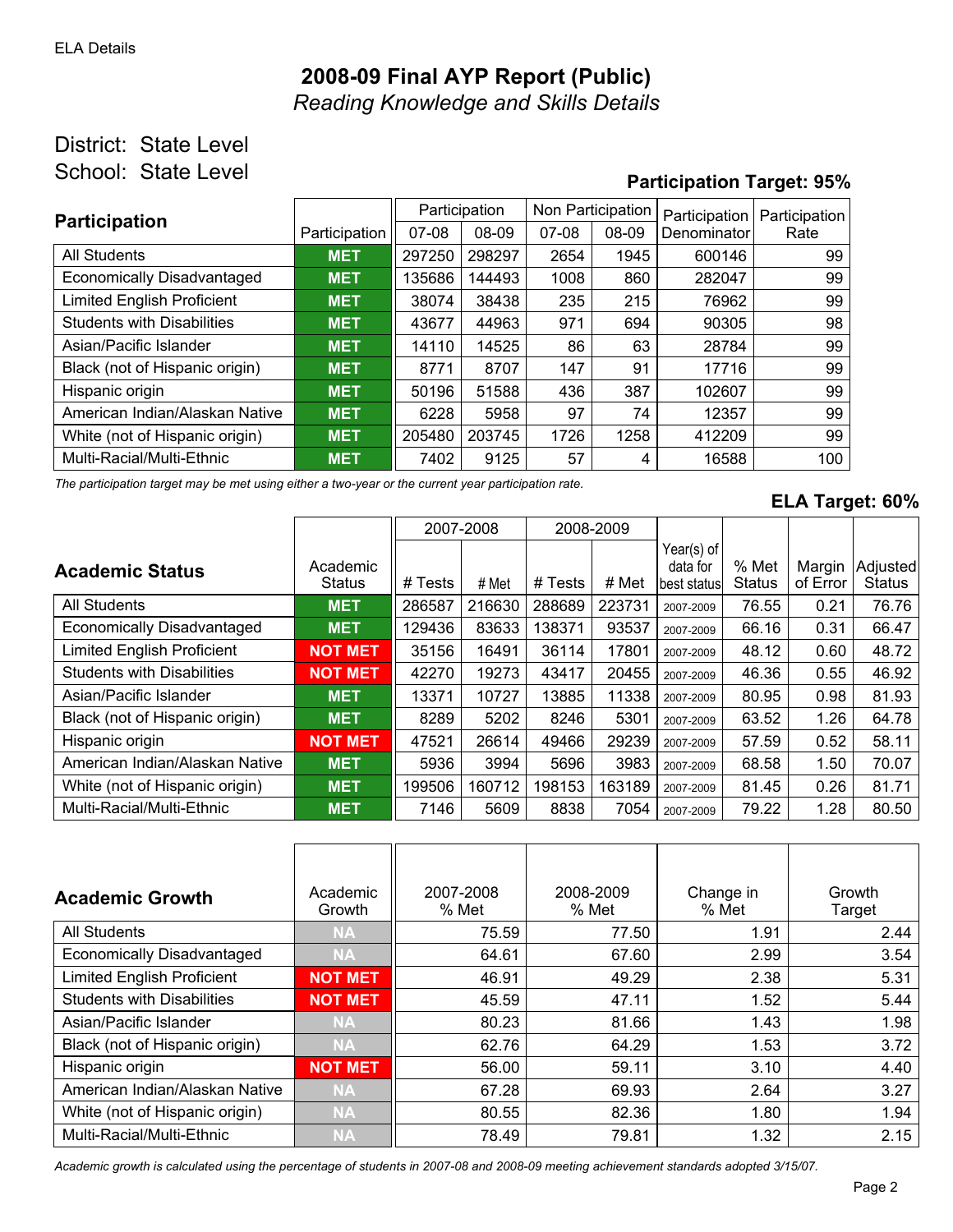ELA Details

# 2008-09 Final AYP Report (Public)

*Reading Knowledge and Skills Details*

District: State Level

School: State Level

**Participation Target: 95%**

| Participation | Participation | Participation 07-08 | Participation 08-09 | Non Participation 07-08 | Non Participation 08-09 | Participation Denominator | Participation Rate |
|---|---|---|---|---|---|---|---|
| All Students | MET | 297250 | 298297 | 2654 | 1945 | 600146 | 99 |
| Economically Disadvantaged | MET | 135686 | 144493 | 1008 | 860 | 282047 | 99 |
| Limited English Proficient | MET | 38074 | 38438 | 235 | 215 | 76962 | 99 |
| Students with Disabilities | MET | 43677 | 44963 | 971 | 694 | 90305 | 98 |
| Asian/Pacific Islander | MET | 14110 | 14525 | 86 | 63 | 28784 | 99 |
| Black (not of Hispanic origin) | MET | 8771 | 8707 | 147 | 91 | 17716 | 99 |
| Hispanic origin | MET | 50196 | 51588 | 436 | 387 | 102607 | 99 |
| American Indian/Alaskan Native | MET | 6228 | 5958 | 97 | 74 | 12357 | 99 |
| White (not of Hispanic origin) | MET | 205480 | 203745 | 1726 | 1258 | 412209 | 99 |
| Multi-Racial/Multi-Ethnic | MET | 7402 | 9125 | 57 | 4 | 16588 | 100 |

*The participation target may be met using either a two-year or the current year participation rate.*

**ELA Target: 60%**

| Academic Status | Academic Status | 2007-2008 # Tests | 2007-2008 # Met | 2008-2009 # Tests | 2008-2009 # Met | Year(s) of data for best status | % Met Status | Margin of Error | Adjusted Status |
|---|---|---|---|---|---|---|---|---|---|
| All Students | MET | 286587 | 216630 | 288689 | 223731 | 2007-2009 | 76.55 | 0.21 | 76.76 |
| Economically Disadvantaged | MET | 129436 | 83633 | 138371 | 93537 | 2007-2009 | 66.16 | 0.31 | 66.47 |
| Limited English Proficient | NOT MET | 35156 | 16491 | 36114 | 17801 | 2007-2009 | 48.12 | 0.60 | 48.72 |
| Students with Disabilities | NOT MET | 42270 | 19273 | 43417 | 20455 | 2007-2009 | 46.36 | 0.55 | 46.92 |
| Asian/Pacific Islander | MET | 13371 | 10727 | 13885 | 11338 | 2007-2009 | 80.95 | 0.98 | 81.93 |
| Black (not of Hispanic origin) | MET | 8289 | 5202 | 8246 | 5301 | 2007-2009 | 63.52 | 1.26 | 64.78 |
| Hispanic origin | NOT MET | 47521 | 26614 | 49466 | 29239 | 2007-2009 | 57.59 | 0.52 | 58.11 |
| American Indian/Alaskan Native | MET | 5936 | 3994 | 5696 | 3983 | 2007-2009 | 68.58 | 1.50 | 70.07 |
| White (not of Hispanic origin) | MET | 199506 | 160712 | 198153 | 163189 | 2007-2009 | 81.45 | 0.26 | 81.71 |
| Multi-Racial/Multi-Ethnic | MET | 7146 | 5609 | 8838 | 7054 | 2007-2009 | 79.22 | 1.28 | 80.50 |

| Academic Growth | Academic Growth | 2007-2008 % Met | 2008-2009 % Met | Change in % Met | Growth Target |
|---|---|---|---|---|---|
| All Students | NA | 75.59 | 77.50 | 1.91 | 2.44 |
| Economically Disadvantaged | NA | 64.61 | 67.60 | 2.99 | 3.54 |
| Limited English Proficient | NOT MET | 46.91 | 49.29 | 2.38 | 5.31 |
| Students with Disabilities | NOT MET | 45.59 | 47.11 | 1.52 | 5.44 |
| Asian/Pacific Islander | NA | 80.23 | 81.66 | 1.43 | 1.98 |
| Black (not of Hispanic origin) | NA | 62.76 | 64.29 | 1.53 | 3.72 |
| Hispanic origin | NOT MET | 56.00 | 59.11 | 3.10 | 4.40 |
| American Indian/Alaskan Native | NA | 67.28 | 69.93 | 2.64 | 3.27 |
| White (not of Hispanic origin) | NA | 80.55 | 82.36 | 1.80 | 1.94 |
| Multi-Racial/Multi-Ethnic | NA | 78.49 | 79.81 | 1.32 | 2.15 |

*Academic growth is calculated using the percentage of students in 2007-08 and 2008-09 meeting achievement standards adopted 3/15/07.*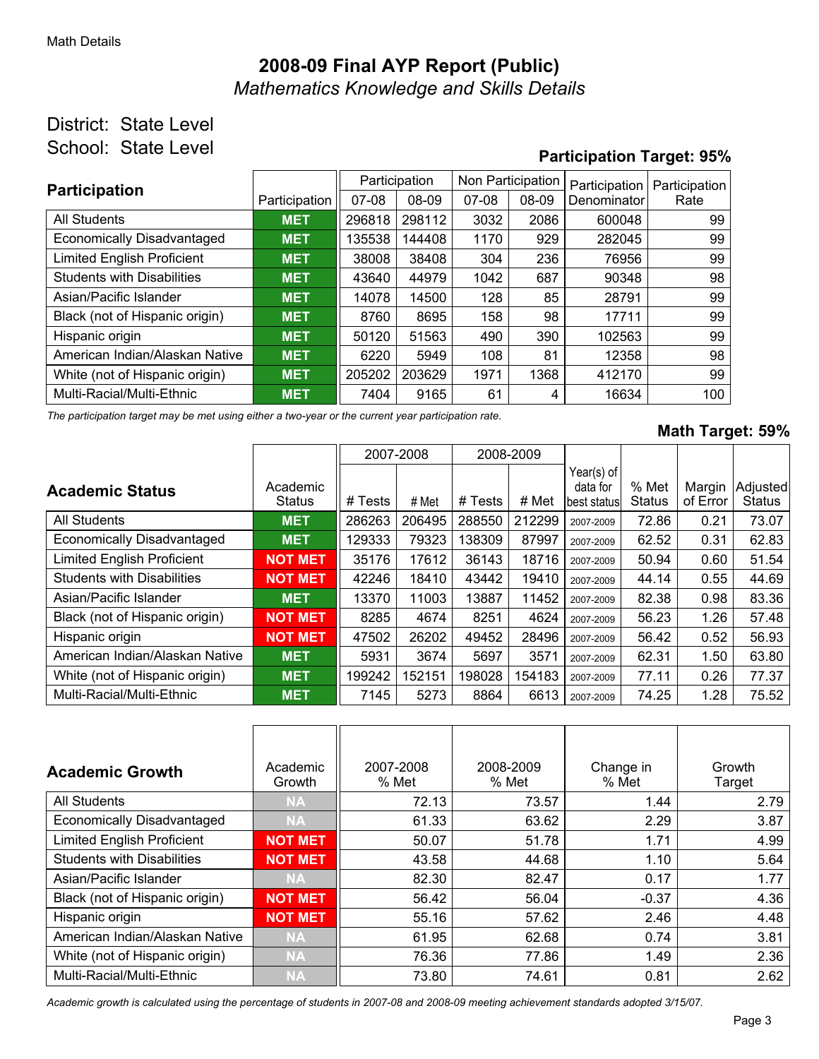Math Details

# 2008-09 Final AYP Report (Public)

*Mathematics Knowledge and Skills Details*

District: State Level

School: State Level

**Participation Target: 95%**

| Participation | Participation | Participation | | Non Participation | | Participation Denominator | Participation Rate |
|---|---|---|---|---|---|---|---|
| | | 07-08 | 08-09 | 07-08 | 08-09 | | |
| All Students | MET | 296818 | 298112 | 3032 | 2086 | 600048 | 99 |
| Economically Disadvantaged | MET | 135538 | 144408 | 1170 | 929 | 282045 | 99 |
| Limited English Proficient | MET | 38008 | 38408 | 304 | 236 | 76956 | 99 |
| Students with Disabilities | MET | 43640 | 44979 | 1042 | 687 | 90348 | 98 |
| Asian/Pacific Islander | MET | 14078 | 14500 | 128 | 85 | 28791 | 99 |
| Black (not of Hispanic origin) | MET | 8760 | 8695 | 158 | 98 | 17711 | 99 |
| Hispanic origin | MET | 50120 | 51563 | 490 | 390 | 102563 | 99 |
| American Indian/Alaskan Native | MET | 6220 | 5949 | 108 | 81 | 12358 | 98 |
| White (not of Hispanic origin) | MET | 205202 | 203629 | 1971 | 1368 | 412170 | 99 |
| Multi-Racial/Multi-Ethnic | MET | 7404 | 9165 | 61 | 4 | 16634 | 100 |

*The participation target may be met using either a two-year or the current year participation rate.*

**Math Target: 59%**

| Academic Status | Academic Status | 2007-2008 | | 2008-2009 | | Year(s) of data for best status | % Met Status | Margin of Error | Adjusted Status |
|---|---|---|---|---|---|---|---|---|---|
| | | # Tests | # Met | # Tests | # Met | | | | |
| All Students | MET | 286263 | 206495 | 288550 | 212299 | 2007-2009 | 72.86 | 0.21 | 73.07 |
| Economically Disadvantaged | MET | 129333 | 79323 | 138309 | 87997 | 2007-2009 | 62.52 | 0.31 | 62.83 |
| Limited English Proficient | NOT MET | 35176 | 17612 | 36143 | 18716 | 2007-2009 | 50.94 | 0.60 | 51.54 |
| Students with Disabilities | NOT MET | 42246 | 18410 | 43442 | 19410 | 2007-2009 | 44.14 | 0.55 | 44.69 |
| Asian/Pacific Islander | MET | 13370 | 11003 | 13887 | 11452 | 2007-2009 | 82.38 | 0.98 | 83.36 |
| Black (not of Hispanic origin) | NOT MET | 8285 | 4674 | 8251 | 4624 | 2007-2009 | 56.23 | 1.26 | 57.48 |
| Hispanic origin | NOT MET | 47502 | 26202 | 49452 | 28496 | 2007-2009 | 56.42 | 0.52 | 56.93 |
| American Indian/Alaskan Native | MET | 5931 | 3674 | 5697 | 3571 | 2007-2009 | 62.31 | 1.50 | 63.80 |
| White (not of Hispanic origin) | MET | 199242 | 152151 | 198028 | 154183 | 2007-2009 | 77.11 | 0.26 | 77.37 |
| Multi-Racial/Multi-Ethnic | MET | 7145 | 5273 | 8864 | 6613 | 2007-2009 | 74.25 | 1.28 | 75.52 |

| Academic Growth | Academic Growth | 2007-2008 % Met | 2008-2009 % Met | Change in % Met | Growth Target |
|---|---|---|---|---|---|
| All Students | NA | 72.13 | 73.57 | 1.44 | 2.79 |
| Economically Disadvantaged | NA | 61.33 | 63.62 | 2.29 | 3.87 |
| Limited English Proficient | NOT MET | 50.07 | 51.78 | 1.71 | 4.99 |
| Students with Disabilities | NOT MET | 43.58 | 44.68 | 1.10 | 5.64 |
| Asian/Pacific Islander | NA | 82.30 | 82.47 | 0.17 | 1.77 |
| Black (not of Hispanic origin) | NOT MET | 56.42 | 56.04 | -0.37 | 4.36 |
| Hispanic origin | NOT MET | 55.16 | 57.62 | 2.46 | 4.48 |
| American Indian/Alaskan Native | NA | 61.95 | 62.68 | 0.74 | 3.81 |
| White (not of Hispanic origin) | NA | 76.36 | 77.86 | 1.49 | 2.36 |
| Multi-Racial/Multi-Ethnic | NA | 73.80 | 74.61 | 0.81 | 2.62 |

*Academic growth is calculated using the percentage of students in 2007-08 and 2008-09 meeting achievement standards adopted 3/15/07.*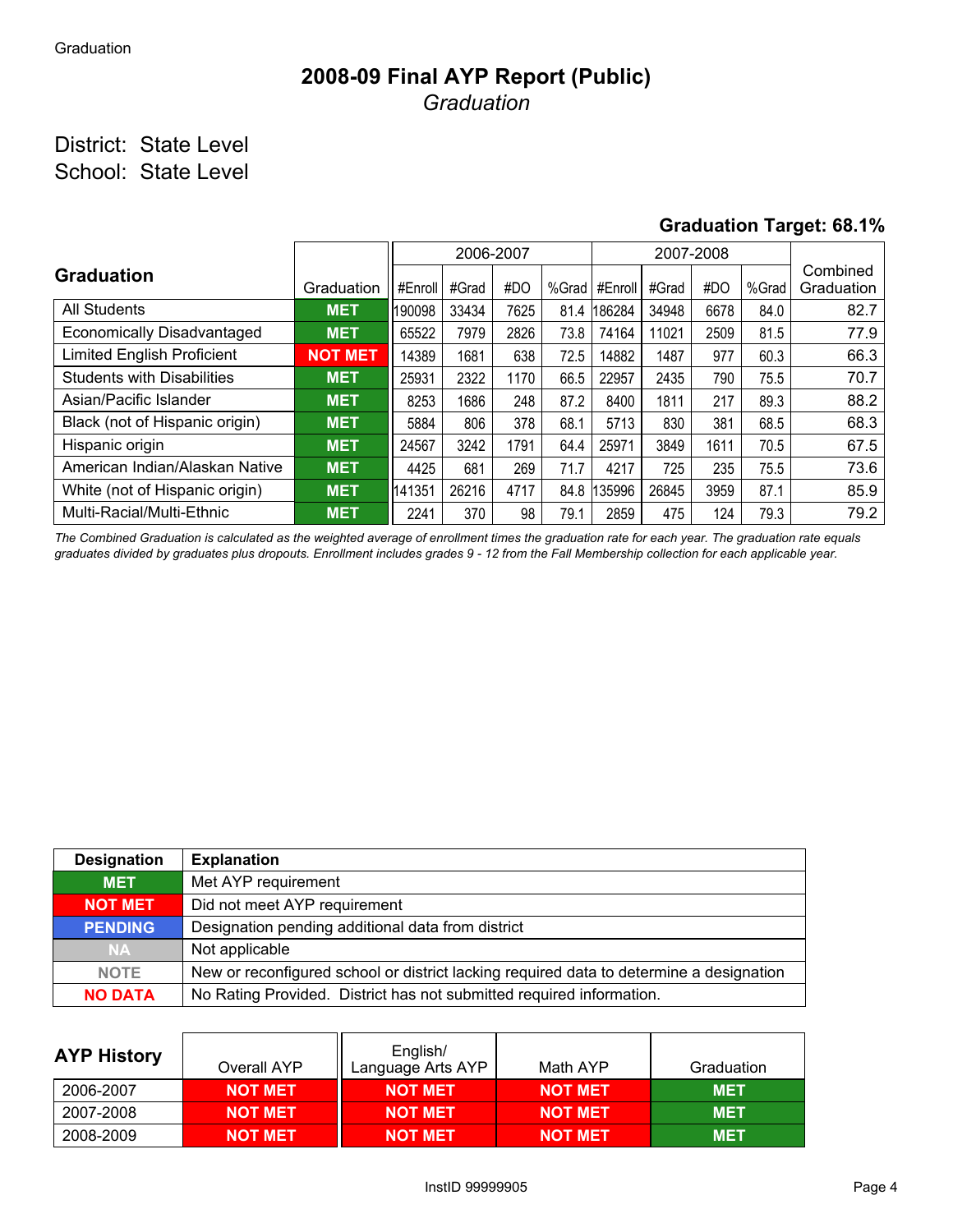# 2008-09 Final AYP Report (Public)

*Graduation*

District: State Level
School: State Level

**Graduation Target: 68.1%**

| Graduation | Graduation | 2006-2007 | | | | 2007-2008 | | | | Combined Graduation |
|---|---|---|---|---|---|---|---|---|---|---|
| | | #Enroll | #Grad | #DO | %Grad | #Enroll | #Grad | #DO | %Grad | |
| All Students | MET | 190098 | 33434 | 7625 | 81.4 | 186284 | 34948 | 6678 | 84.0 | 82.7 |
| Economically Disadvantaged | MET | 65522 | 7979 | 2826 | 73.8 | 74164 | 11021 | 2509 | 81.5 | 77.9 |
| Limited English Proficient | NOT MET | 14389 | 1681 | 638 | 72.5 | 14882 | 1487 | 977 | 60.3 | 66.3 |
| Students with Disabilities | MET | 25931 | 2322 | 1170 | 66.5 | 22957 | 2435 | 790 | 75.5 | 70.7 |
| Asian/Pacific Islander | MET | 8253 | 1686 | 248 | 87.2 | 8400 | 1811 | 217 | 89.3 | 88.2 |
| Black (not of Hispanic origin) | MET | 5884 | 806 | 378 | 68.1 | 5713 | 830 | 381 | 68.5 | 68.3 |
| Hispanic origin | MET | 24567 | 3242 | 1791 | 64.4 | 25971 | 3849 | 1611 | 70.5 | 67.5 |
| American Indian/Alaskan Native | MET | 4425 | 681 | 269 | 71.7 | 4217 | 725 | 235 | 75.5 | 73.6 |
| White (not of Hispanic origin) | MET | 141351 | 26216 | 4717 | 84.8 | 135996 | 26845 | 3959 | 87.1 | 85.9 |
| Multi-Racial/Multi-Ethnic | MET | 2241 | 370 | 98 | 79.1 | 2859 | 475 | 124 | 79.3 | 79.2 |

*The Combined Graduation is calculated as the weighted average of enrollment times the graduation rate for each year. The graduation rate equals graduates divided by graduates plus dropouts. Enrollment includes grades 9 - 12 from the Fall Membership collection for each applicable year.*

| Designation | Explanation |
|---|---|
| MET | Met AYP requirement |
| NOT MET | Did not meet AYP requirement |
| PENDING | Designation pending additional data from district |
| NA | Not applicable |
| NOTE | New or reconfigured school or district lacking required data to determine a designation |
| NO DATA | No Rating Provided. District has not submitted required information. |

| AYP History | Overall AYP | English/ Language Arts AYP | Math AYP | Graduation |
|---|---|---|---|---|
| 2006-2007 | NOT MET | NOT MET | NOT MET | MET |
| 2007-2008 | NOT MET | NOT MET | NOT MET | MET |
| 2008-2009 | NOT MET | NOT MET | NOT MET | MET |

InstID 99999905